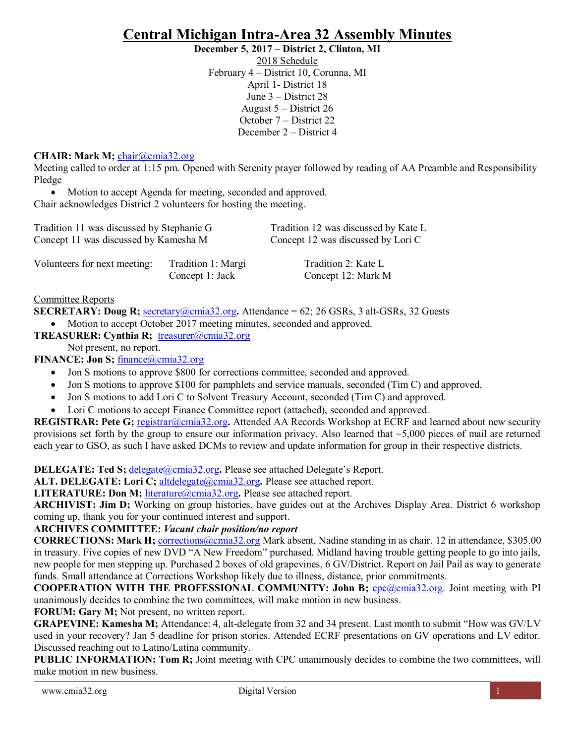# Central Michigan Intra-Area 32 Assembly Minutes

**December 5, 2017 – District 2, Clinton, MI**

2018 Schedule

February 4 – District 10, Corunna, MI
April 1- District 18
June 3 – District 28
August 5 – District 26
October 7 – District 22
December 2 – District 4

**CHAIR: Mark M;** chair@cmia32.org
Meeting called to order at 1:15 pm. Opened with Serenity prayer followed by reading of AA Preamble and Responsibility Pledge

- Motion to accept Agenda for meeting, seconded and approved.

Chair acknowledges District 2 volunteers for hosting the meeting.

Tradition 11 was discussed by Stephanie G
Concept 11 was discussed by Kamesha M
Tradition 12 was discussed by Kate L
Concept 12 was discussed by Lori C

Volunteers for next meeting: Tradition 1: Margi; Concept 1: Jack; Tradition 2: Kate L; Concept 12: Mark M

Committee Reports

**SECRETARY: Doug R;** secretary@cmia32.org**.** Attendance = 62; 26 GSRs, 3 alt-GSRs, 32 Guests

- Motion to accept October 2017 meeting minutes, seconded and approved.

**TREASURER: Cynthia R;** treasurer@cmia32.org

Not present, no report.

**FINANCE: Jon S;** finance@cmia32.org

- Jon S motions to approve $800 for corrections committee, seconded and approved.
- Jon S motions to approve $100 for pamphlets and service manuals, seconded (Tim C) and approved.
- Jon S motions to add Lori C to Solvent Treasury Account, seconded (Tim C) and approved.
- Lori C motions to accept Finance Committee report (attached), seconded and approved.

**REGISTRAR: Pete G;** registrar@cmia32.org**.** Attended AA Records Workshop at ECRF and learned about new security provisions set forth by the group to ensure our information privacy. Also learned that ~5,000 pieces of mail are returned each year to GSO, as such I have asked DCMs to review and update information for group in their respective districts.

**DELEGATE: Ted S;** delegate@cmia32.org**.** Please see attached Delegate's Report.

**ALT. DELEGATE: Lori C;** altdelegate@cmia32.org**.** Please see attached report.

**LITERATURE: Don M;** literature@cmia32.org**.** Please see attached report.

**ARCHIVIST: Jim D;** Working on group histories, have guides out at the Archives Display Area. District 6 workshop coming up, thank you for your continued interest and support.

**ARCHIVES COMMITTEE:** ***Vacant chair position/no report***

**CORRECTIONS: Mark H;** corrections@cmia32.org Mark absent, Nadine standing in as chair. 12 in attendance, $305.00 in treasury. Five copies of new DVD "A New Freedom" purchased. Midland having trouble getting people to go into jails, new people for men stepping up. Purchased 2 boxes of old grapevines, 6 GV/District. Report on Jail Pail as way to generate funds. Small attendance at Corrections Workshop likely due to illness, distance, prior commitments.

**COOPERATION WITH THE PROFESSIONAL COMMUNITY: John B;** cpc@cmia32.org. Joint meeting with PI unanimously decides to combine the two committees, will make motion in new business.

**FORUM: Gary M;** Not present, no written report.

**GRAPEVINE: Kamesha M;** Attendance: 4, alt-delegate from 32 and 34 present. Last month to submit "How was GV/LV used in your recovery? Jan 5 deadline for prison stories. Attended ECRF presentations on GV operations and LV editor. Discussed reaching out to Latino/Latina community.

**PUBLIC INFORMATION: Tom R;** Joint meeting with CPC unanimously decides to combine the two committees, will make motion in new business.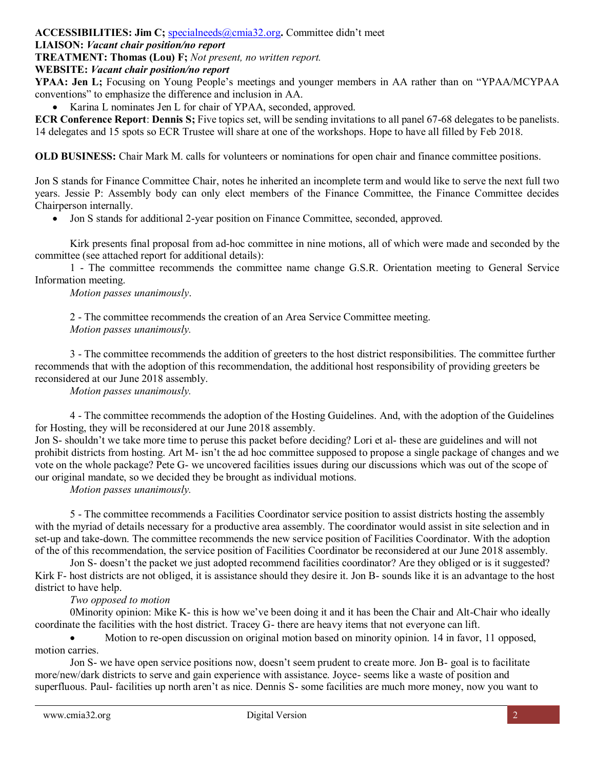**ACCESSIBILITIES: Jim C;** specialneeds@cmia32.org**.** Committee didn't meet

**LIAISON:** ***Vacant chair position/no report***

**TREATMENT: Thomas (Lou) F;** *Not present, no written report.*

**WEBSITE:** ***Vacant chair position/no report***

**YPAA: Jen L;** Focusing on Young People's meetings and younger members in AA rather than on "YPAA/MCYPAA conventions" to emphasize the difference and inclusion in AA.

- Karina L nominates Jen L for chair of YPAA, seconded, approved.

**ECR Conference Report**: **Dennis S;** Five topics set, will be sending invitations to all panel 67-68 delegates to be panelists. 14 delegates and 15 spots so ECR Trustee will share at one of the workshops. Hope to have all filled by Feb 2018.

**OLD BUSINESS:** Chair Mark M. calls for volunteers or nominations for open chair and finance committee positions.

Jon S stands for Finance Committee Chair, notes he inherited an incomplete term and would like to serve the next full two years. Jessie P: Assembly body can only elect members of the Finance Committee, the Finance Committee decides Chairperson internally.

- Jon S stands for additional 2-year position on Finance Committee, seconded, approved.

Kirk presents final proposal from ad-hoc committee in nine motions, all of which were made and seconded by the committee (see attached report for additional details):

1 - The committee recommends the committee name change G.S.R. Orientation meeting to General Service Information meeting.

*Motion passes unanimously*.

2 - The committee recommends the creation of an Area Service Committee meeting.

*Motion passes unanimously.*

3 - The committee recommends the addition of greeters to the host district responsibilities. The committee further recommends that with the adoption of this recommendation, the additional host responsibility of providing greeters be reconsidered at our June 2018 assembly.

*Motion passes unanimously.*

4 - The committee recommends the adoption of the Hosting Guidelines. And, with the adoption of the Guidelines for Hosting, they will be reconsidered at our June 2018 assembly.

Jon S- shouldn't we take more time to peruse this packet before deciding? Lori et al- these are guidelines and will not prohibit districts from hosting. Art M- isn't the ad hoc committee supposed to propose a single package of changes and we vote on the whole package? Pete G- we uncovered facilities issues during our discussions which was out of the scope of our original mandate, so we decided they be brought as individual motions.

*Motion passes unanimously.*

5 - The committee recommends a Facilities Coordinator service position to assist districts hosting the assembly with the myriad of details necessary for a productive area assembly. The coordinator would assist in site selection and in set-up and take-down. The committee recommends the new service position of Facilities Coordinator. With the adoption of the of this recommendation, the service position of Facilities Coordinator be reconsidered at our June 2018 assembly.

Jon S- doesn't the packet we just adopted recommend facilities coordinator? Are they obliged or is it suggested? Kirk F- host districts are not obliged, it is assistance should they desire it. Jon B- sounds like it is an advantage to the host district to have help.

*Two opposed to motion*

0Minority opinion: Mike K- this is how we've been doing it and it has been the Chair and Alt-Chair who ideally coordinate the facilities with the host district. Tracey G- there are heavy items that not everyone can lift.

- Motion to re-open discussion on original motion based on minority opinion. 14 in favor, 11 opposed, motion carries.

Jon S- we have open service positions now, doesn't seem prudent to create more. Jon B- goal is to facilitate more/new/dark districts to serve and gain experience with assistance. Joyce- seems like a waste of position and superfluous. Paul- facilities up north aren't as nice. Dennis S- some facilities are much more money, now you want to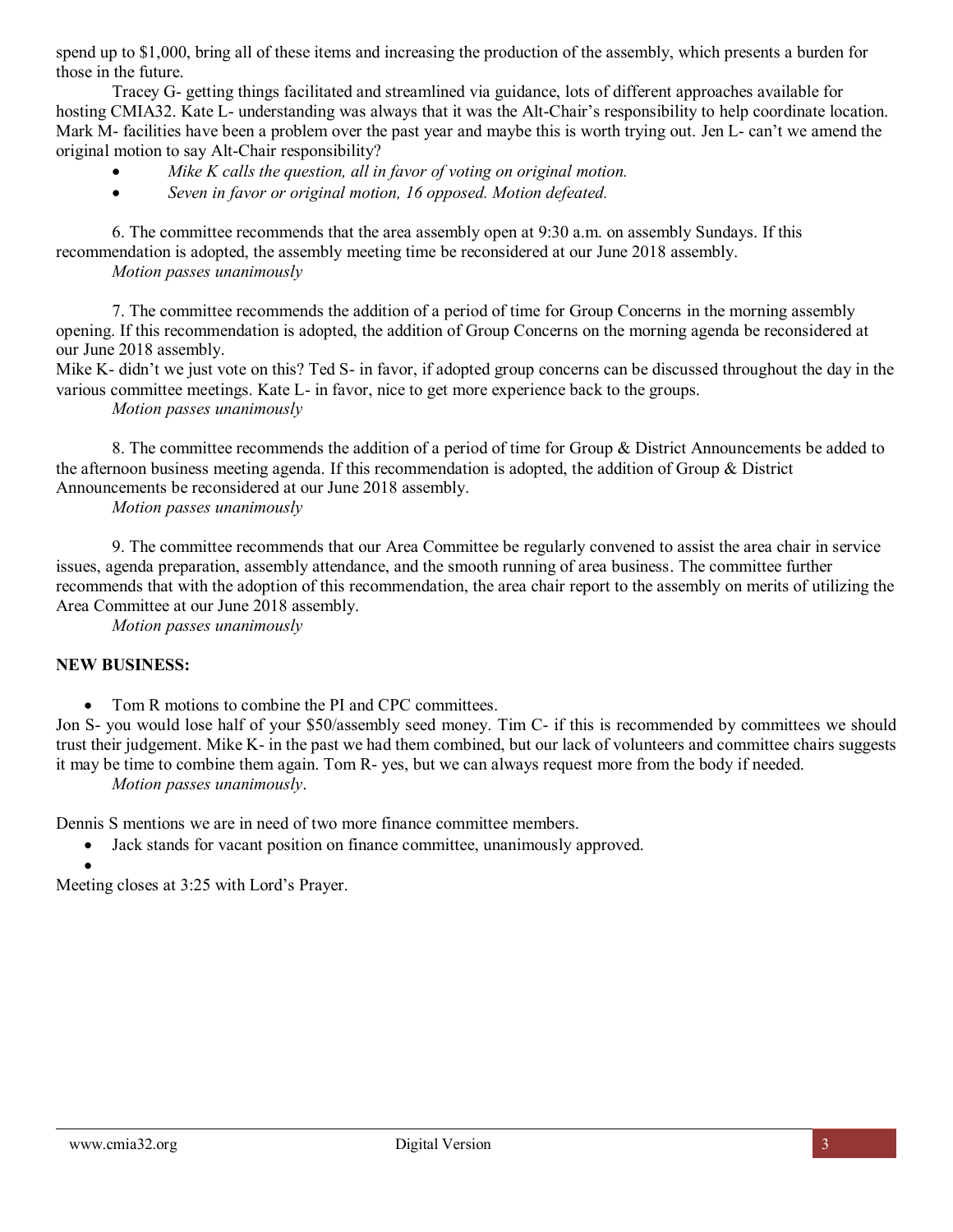spend up to $1,000, bring all of these items and increasing the production of the assembly, which presents a burden for those in the future.

Tracey G- getting things facilitated and streamlined via guidance, lots of different approaches available for hosting CMIA32. Kate L- understanding was always that it was the Alt-Chair's responsibility to help coordinate location. Mark M- facilities have been a problem over the past year and maybe this is worth trying out. Jen L- can't we amend the original motion to say Alt-Chair responsibility?

- *Mike K calls the question, all in favor of voting on original motion.*
- *Seven in favor or original motion, 16 opposed. Motion defeated.*

6. The committee recommends that the area assembly open at 9:30 a.m. on assembly Sundays. If this recommendation is adopted, the assembly meeting time be reconsidered at our June 2018 assembly.

*Motion passes unanimously*

7. The committee recommends the addition of a period of time for Group Concerns in the morning assembly opening. If this recommendation is adopted, the addition of Group Concerns on the morning agenda be reconsidered at our June 2018 assembly.

Mike K- didn't we just vote on this? Ted S- in favor, if adopted group concerns can be discussed throughout the day in the various committee meetings. Kate L- in favor, nice to get more experience back to the groups.

*Motion passes unanimously*

8. The committee recommends the addition of a period of time for Group & District Announcements be added to the afternoon business meeting agenda. If this recommendation is adopted, the addition of Group & District Announcements be reconsidered at our June 2018 assembly.

*Motion passes unanimously*

9. The committee recommends that our Area Committee be regularly convened to assist the area chair in service issues, agenda preparation, assembly attendance, and the smooth running of area business. The committee further recommends that with the adoption of this recommendation, the area chair report to the assembly on merits of utilizing the Area Committee at our June 2018 assembly.

*Motion passes unanimously*

**NEW BUSINESS:**

- Tom R motions to combine the PI and CPC committees.

Jon S- you would lose half of your $50/assembly seed money. Tim C- if this is recommended by committees we should trust their judgement. Mike K- in the past we had them combined, but our lack of volunteers and committee chairs suggests it may be time to combine them again. Tom R- yes, but we can always request more from the body if needed.

*Motion passes unanimously*.

Dennis S mentions we are in need of two more finance committee members.

- Jack stands for vacant position on finance committee, unanimously approved.

Meeting closes at 3:25 with Lord's Prayer.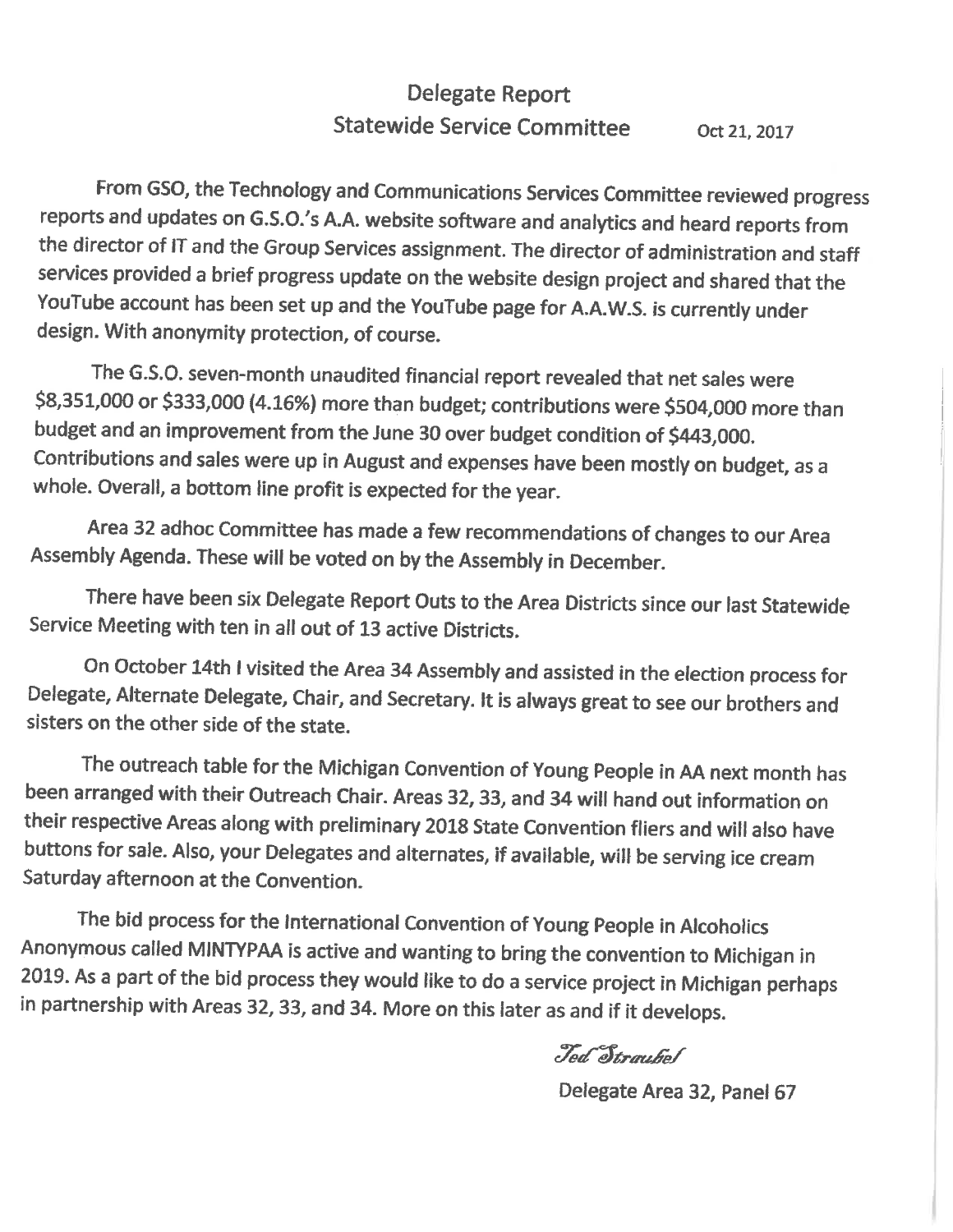# Delegate Report

## Statewide Service Committee

Oct 21, 2017

From GSO, the Technology and Communications Services Committee reviewed progress reports and updates on G.S.O.'s A.A. website software and analytics and heard reports from the director of IT and the Group Services assignment. The director of administration and staff services provided a brief progress update on the website design project and shared that the YouTube account has been set up and the YouTube page for A.A.W.S. is currently under design. With anonymity protection, of course.

The G.S.O. seven-month unaudited financial report revealed that net sales were $8,351,000 or $333,000 (4.16%) more than budget; contributions were $504,000 more than budget and an improvement from the June 30 over budget condition of $443,000. Contributions and sales were up in August and expenses have been mostly on budget, as a whole. Overall, a bottom line profit is expected for the year.

Area 32 adhoc Committee has made a few recommendations of changes to our Area Assembly Agenda. These will be voted on by the Assembly in December.

There have been six Delegate Report Outs to the Area Districts since our last Statewide Service Meeting with ten in all out of 13 active Districts.

On October 14th I visited the Area 34 Assembly and assisted in the election process for Delegate, Alternate Delegate, Chair, and Secretary. It is always great to see our brothers and sisters on the other side of the state.

The outreach table for the Michigan Convention of Young People in AA next month has been arranged with their Outreach Chair. Areas 32, 33, and 34 will hand out information on their respective Areas along with preliminary 2018 State Convention fliers and will also have buttons for sale. Also, your Delegates and alternates, if available, will be serving ice cream Saturday afternoon at the Convention.

The bid process for the International Convention of Young People in Alcoholics Anonymous called MINTYPAA is active and wanting to bring the convention to Michigan in 2019. As a part of the bid process they would like to do a service project in Michigan perhaps in partnership with Areas 32, 33, and 34. More on this later as and if it develops.

*Ted Straubel*

Delegate Area 32, Panel 67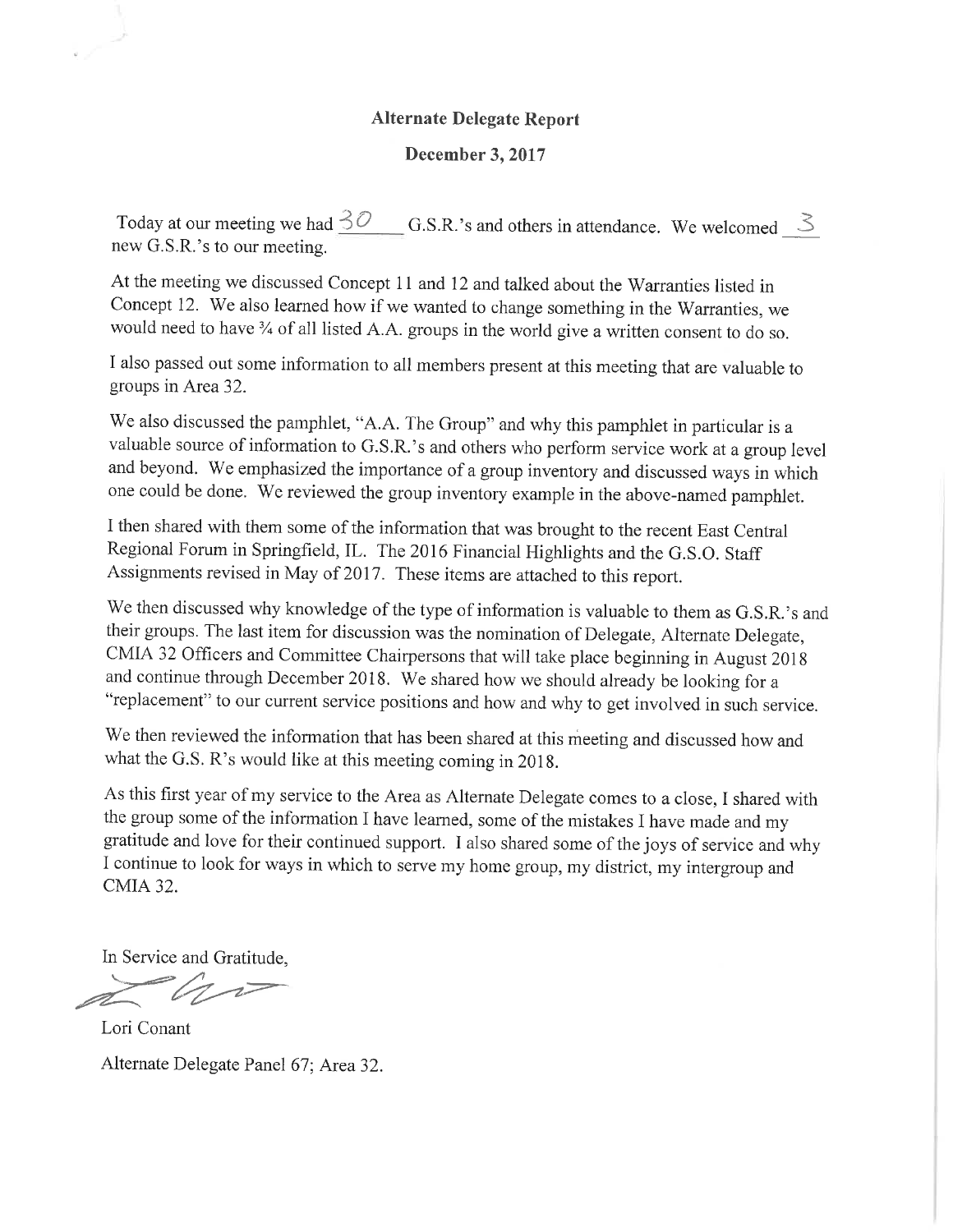**Alternate Delegate Report**

**December 3, 2017**

Today at our meeting we had 30 G.S.R.'s and others in attendance. We welcomed 3 new G.S.R.'s to our meeting.

At the meeting we discussed Concept 11 and 12 and talked about the Warranties listed in Concept 12. We also learned how if we wanted to change something in the Warranties, we would need to have ¾ of all listed A.A. groups in the world give a written consent to do so.

I also passed out some information to all members present at this meeting that are valuable to groups in Area 32.

We also discussed the pamphlet, "A.A. The Group" and why this pamphlet in particular is a valuable source of information to G.S.R.'s and others who perform service work at a group level and beyond. We emphasized the importance of a group inventory and discussed ways in which one could be done. We reviewed the group inventory example in the above-named pamphlet.

I then shared with them some of the information that was brought to the recent East Central Regional Forum in Springfield, IL. The 2016 Financial Highlights and the G.S.O. Staff Assignments revised in May of 2017. These items are attached to this report.

We then discussed why knowledge of the type of information is valuable to them as G.S.R.'s and their groups. The last item for discussion was the nomination of Delegate, Alternate Delegate, CMIA 32 Officers and Committee Chairpersons that will take place beginning in August 2018 and continue through December 2018. We shared how we should already be looking for a "replacement" to our current service positions and how and why to get involved in such service.

We then reviewed the information that has been shared at this meeting and discussed how and what the G.S. R's would like at this meeting coming in 2018.

As this first year of my service to the Area as Alternate Delegate comes to a close, I shared with the group some of the information I have learned, some of the mistakes I have made and my gratitude and love for their continued support. I also shared some of the joys of service and why I continue to look for ways in which to serve my home group, my district, my intergroup and CMIA 32.

In Service and Gratitude,

Lori Conant

Alternate Delegate Panel 67; Area 32.